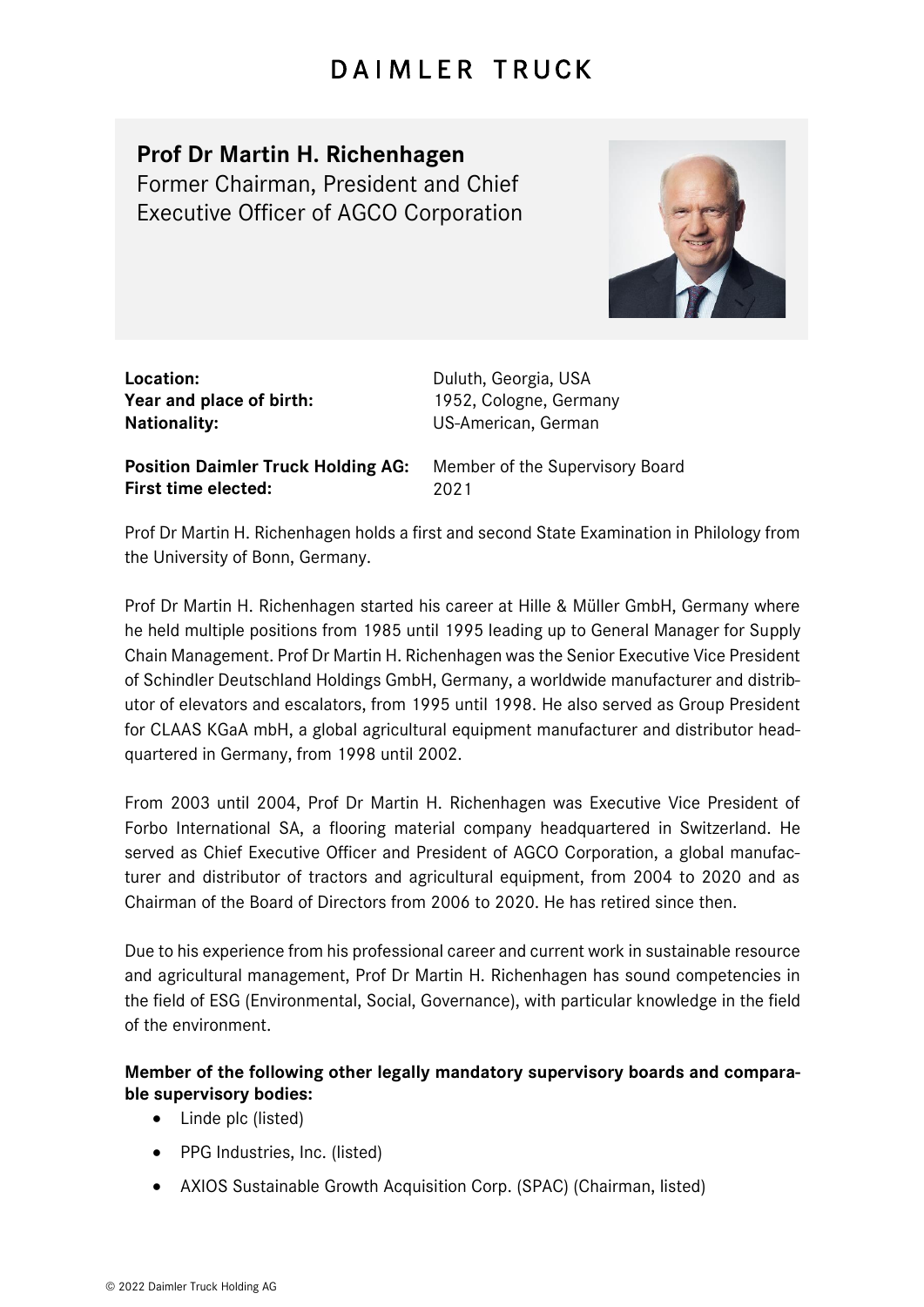# DAIMLER TRUCK

## Prof Dr Martin H. Richenhagen

Former Chairman, President and Chief Executive Officer of AGCO Corporation

**Location:** Duluth, Georgia, USA
**Year and place of birth:** 1952, Cologne, Germany
**Nationality:** US-American, German

**Position Daimler Truck Holding AG:** Member of the Supervisory Board
**First time elected:** 2021

Prof Dr Martin H. Richenhagen holds a first and second State Examination in Philology from the University of Bonn, Germany.

Prof Dr Martin H. Richenhagen started his career at Hille & Müller GmbH, Germany where he held multiple positions from 1985 until 1995 leading up to General Manager for Supply Chain Management. Prof Dr Martin H. Richenhagen was the Senior Executive Vice President of Schindler Deutschland Holdings GmbH, Germany, a worldwide manufacturer and distributor of elevators and escalators, from 1995 until 1998. He also served as Group President for CLAAS KGaA mbH, a global agricultural equipment manufacturer and distributor headquartered in Germany, from 1998 until 2002.

From 2003 until 2004, Prof Dr Martin H. Richenhagen was Executive Vice President of Forbo International SA, a flooring material company headquartered in Switzerland. He served as Chief Executive Officer and President of AGCO Corporation, a global manufacturer and distributor of tractors and agricultural equipment, from 2004 to 2020 and as Chairman of the Board of Directors from 2006 to 2020. He has retired since then.

Due to his experience from his professional career and current work in sustainable resource and agricultural management, Prof Dr Martin H. Richenhagen has sound competencies in the field of ESG (Environmental, Social, Governance), with particular knowledge in the field of the environment.

**Member of the following other legally mandatory supervisory boards and comparable supervisory bodies:**

- Linde plc (listed)
- PPG Industries, Inc. (listed)
- AXIOS Sustainable Growth Acquisition Corp. (SPAC) (Chairman, listed)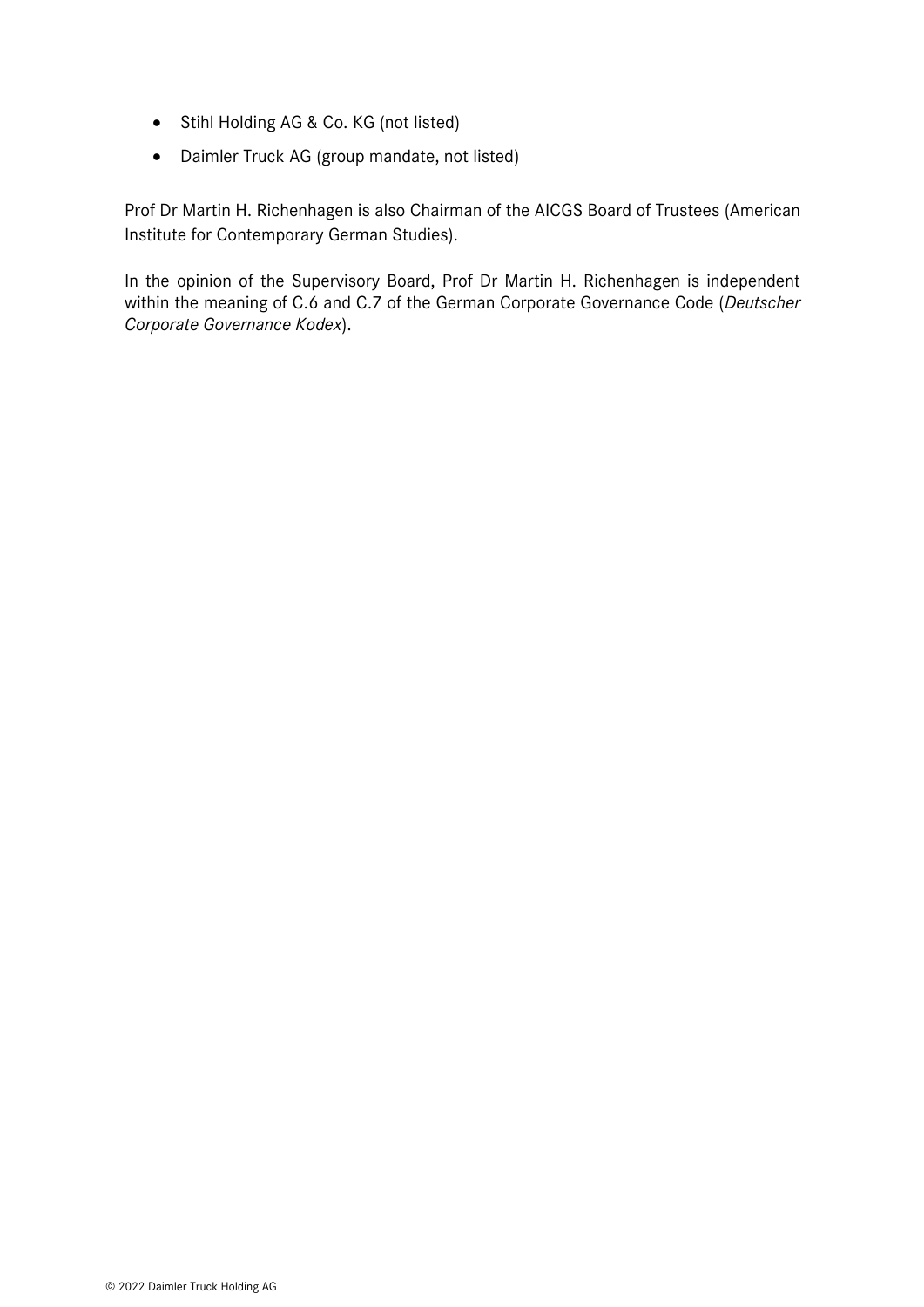- Stihl Holding AG & Co. KG (not listed)
- Daimler Truck AG (group mandate, not listed)

Prof Dr Martin H. Richenhagen is also Chairman of the AICGS Board of Trustees (American Institute for Contemporary German Studies).

In the opinion of the Supervisory Board, Prof Dr Martin H. Richenhagen is independent within the meaning of C.6 and C.7 of the German Corporate Governance Code (*Deutscher Corporate Governance Kodex*).